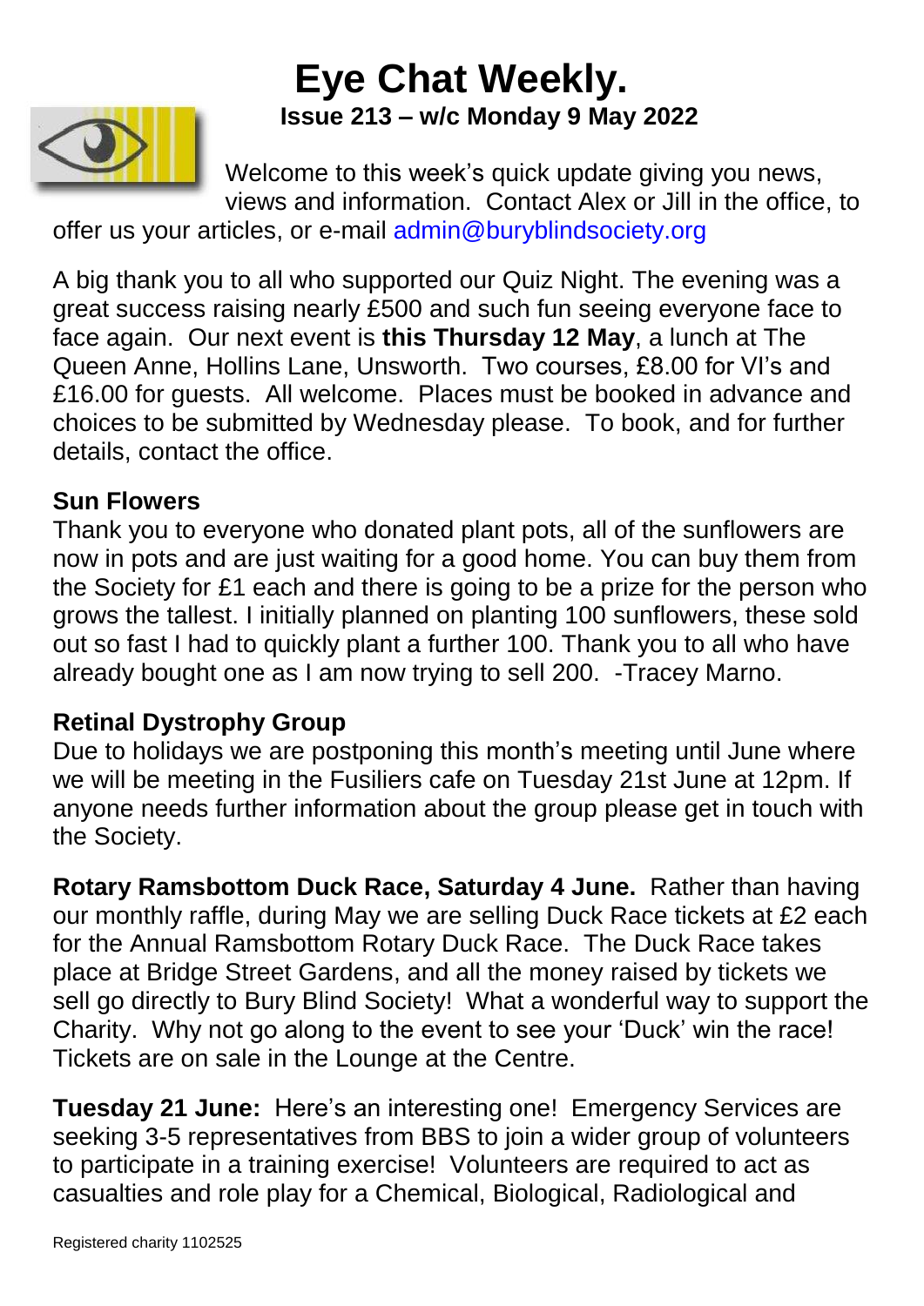# Eye Chat Weekly.

**Issue 213 – w/c Monday 9 May 2022**

Welcome to this week's quick update giving you news, views and information. Contact Alex or Jill in the office, to offer us your articles, or e-mail admin@buryblindsociety.org

A big thank you to all who supported our Quiz Night. The evening was a great success raising nearly £500 and such fun seeing everyone face to face again. Our next event is **this Thursday 12 May**, a lunch at The Queen Anne, Hollins Lane, Unsworth. Two courses, £8.00 for VI's and £16.00 for guests. All welcome. Places must be booked in advance and choices to be submitted by Wednesday please. To book, and for further details, contact the office.

**Sun Flowers**

Thank you to everyone who donated plant pots, all of the sunflowers are now in pots and are just waiting for a good home. You can buy them from the Society for £1 each and there is going to be a prize for the person who grows the tallest. I initially planned on planting 100 sunflowers, these sold out so fast I had to quickly plant a further 100. Thank you to all who have already bought one as I am now trying to sell 200. -Tracey Marno.

**Retinal Dystrophy Group**

Due to holidays we are postponing this month's meeting until June where we will be meeting in the Fusiliers cafe on Tuesday 21st June at 12pm. If anyone needs further information about the group please get in touch with the Society.

**Rotary Ramsbottom Duck Race, Saturday 4 June.** Rather than having our monthly raffle, during May we are selling Duck Race tickets at £2 each for the Annual Ramsbottom Rotary Duck Race. The Duck Race takes place at Bridge Street Gardens, and all the money raised by tickets we sell go directly to Bury Blind Society! What a wonderful way to support the Charity. Why not go along to the event to see your 'Duck' win the race! Tickets are on sale in the Lounge at the Centre.

**Tuesday 21 June:** Here's an interesting one! Emergency Services are seeking 3-5 representatives from BBS to join a wider group of volunteers to participate in a training exercise! Volunteers are required to act as casualties and role play for a Chemical, Biological, Radiological and

Registered charity 1102525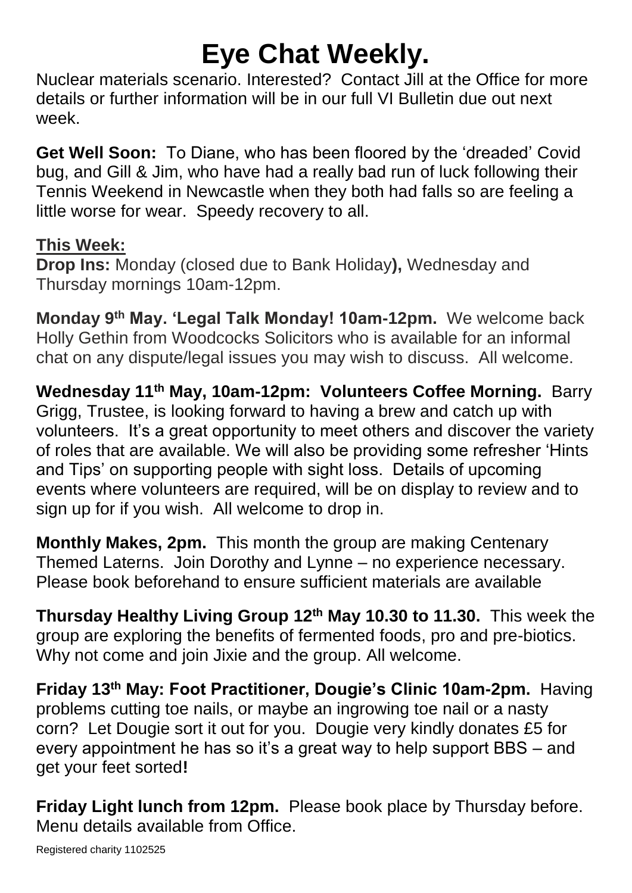# Eye Chat Weekly.

Nuclear materials scenario. Interested? Contact Jill at the Office for more details or further information will be in our full VI Bulletin due out next week.

**Get Well Soon:** To Diane, who has been floored by the 'dreaded' Covid bug, and Gill & Jim, who have had a really bad run of luck following their Tennis Weekend in Newcastle when they both had falls so are feeling a little worse for wear. Speedy recovery to all.

**This Week:**

**Drop Ins:** Monday (closed due to Bank Holiday**),** Wednesday and Thursday mornings 10am-12pm.

**Monday 9th May. 'Legal Talk Monday! 10am-12pm.** We welcome back Holly Gethin from Woodcocks Solicitors who is available for an informal chat on any dispute/legal issues you may wish to discuss. All welcome.

**Wednesday 11th May, 10am-12pm: Volunteers Coffee Morning.** Barry Grigg, Trustee, is looking forward to having a brew and catch up with volunteers. It's a great opportunity to meet others and discover the variety of roles that are available. We will also be providing some refresher 'Hints and Tips' on supporting people with sight loss. Details of upcoming events where volunteers are required, will be on display to review and to sign up for if you wish. All welcome to drop in.

**Monthly Makes, 2pm.** This month the group are making Centenary Themed Laterns. Join Dorothy and Lynne – no experience necessary. Please book beforehand to ensure sufficient materials are available

**Thursday Healthy Living Group 12th May 10.30 to 11.30.** This week the group are exploring the benefits of fermented foods, pro and pre-biotics. Why not come and join Jixie and the group. All welcome.

**Friday 13th May: Foot Practitioner, Dougie's Clinic 10am-2pm.** Having problems cutting toe nails, or maybe an ingrowing toe nail or a nasty corn? Let Dougie sort it out for you. Dougie very kindly donates £5 for every appointment he has so it's a great way to help support BBS – and get your feet sorted**!**

**Friday Light lunch from 12pm.** Please book place by Thursday before. Menu details available from Office.

Registered charity 1102525